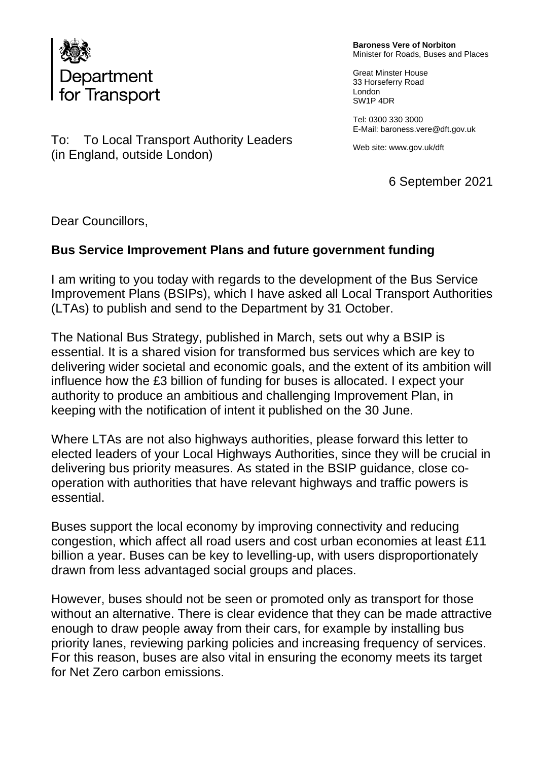Department for Transport

**Baroness Vere of Norbiton**
Minister for Roads, Buses and Places

Great Minster House
33 Horseferry Road
London
SW1P 4DR

Tel: 0300 330 3000
E-Mail: baroness.vere@dft.gov.uk

Web site: www.gov.uk/dft

To: To Local Transport Authority Leaders (in England, outside London)

6 September 2021

Dear Councillors,

**Bus Service Improvement Plans and future government funding**

I am writing to you today with regards to the development of the Bus Service Improvement Plans (BSIPs), which I have asked all Local Transport Authorities (LTAs) to publish and send to the Department by 31 October.

The National Bus Strategy, published in March, sets out why a BSIP is essential. It is a shared vision for transformed bus services which are key to delivering wider societal and economic goals, and the extent of its ambition will influence how the £3 billion of funding for buses is allocated. I expect your authority to produce an ambitious and challenging Improvement Plan, in keeping with the notification of intent it published on the 30 June.

Where LTAs are not also highways authorities, please forward this letter to elected leaders of your Local Highways Authorities, since they will be crucial in delivering bus priority measures. As stated in the BSIP guidance, close co-operation with authorities that have relevant highways and traffic powers is essential.

Buses support the local economy by improving connectivity and reducing congestion, which affect all road users and cost urban economies at least £11 billion a year. Buses can be key to levelling-up, with users disproportionately drawn from less advantaged social groups and places.

However, buses should not be seen or promoted only as transport for those without an alternative. There is clear evidence that they can be made attractive enough to draw people away from their cars, for example by installing bus priority lanes, reviewing parking policies and increasing frequency of services. For this reason, buses are also vital in ensuring the economy meets its target for Net Zero carbon emissions.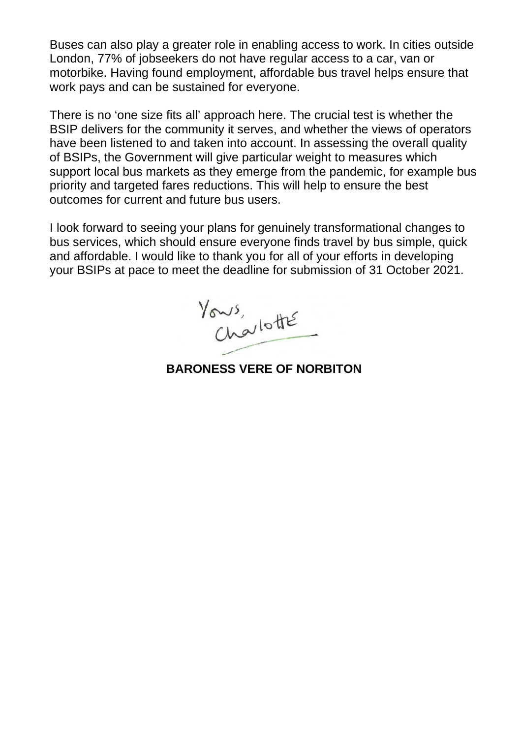Buses can also play a greater role in enabling access to work. In cities outside London, 77% of jobseekers do not have regular access to a car, van or motorbike. Having found employment, affordable bus travel helps ensure that work pays and can be sustained for everyone.

There is no ‘one size fits all’ approach here. The crucial test is whether the BSIP delivers for the community it serves, and whether the views of operators have been listened to and taken into account. In assessing the overall quality of BSIPs, the Government will give particular weight to measures which support local bus markets as they emerge from the pandemic, for example bus priority and targeted fares reductions. This will help to ensure the best outcomes for current and future bus users.

I look forward to seeing your plans for genuinely transformational changes to bus services, which should ensure everyone finds travel by bus simple, quick and affordable. I would like to thank you for all of your efforts in developing your BSIPs at pace to meet the deadline for submission of 31 October 2021.

Yours,
Charlotte

**BARONESS VERE OF NORBITON**